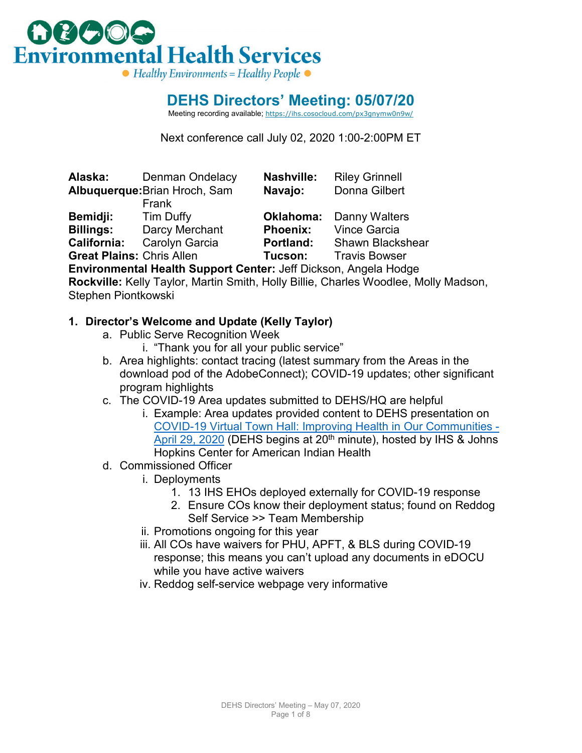# Environmental Health Services

Healthy Environments = Healthy People

## DEHS Directors' Meeting: 05/07/20

Meeting recording available; https://ihs.cosocloud.com/px3gnymw0n9w/

Next conference call July 02, 2020 1:00-2:00PM ET

| | | | |
|---|---|---|---|
| **Alaska:** | Denman Ondelacy | **Nashville:** | Riley Grinnell |
| **Albuquerque:** | Brian Hroch, Sam Frank | **Navajo:** | Donna Gilbert |
| **Bemidji:** | Tim Duffy | **Oklahoma:** | Danny Walters |
| **Billings:** | Darcy Merchant | **Phoenix:** | Vince Garcia |
| **California:** | Carolyn Garcia | **Portland:** | Shawn Blackshear |
| **Great Plains:** | Chris Allen | **Tucson:** | Travis Bowser |

**Environmental Health Support Center:** Jeff Dickson, Angela Hodge

**Rockville:** Kelly Taylor, Martin Smith, Holly Billie, Charles Woodlee, Molly Madson, Stephen Piontkowski

1. **Director's Welcome and Update (Kelly Taylor)**
   a. Public Serve Recognition Week
      i. "Thank you for all your public service"
   b. Area highlights: contact tracing (latest summary from the Areas in the download pod of the AdobeConnect); COVID-19 updates; other significant program highlights
   c. The COVID-19 Area updates submitted to DEHS/HQ are helpful
      i. Example: Area updates provided content to DEHS presentation on COVID-19 Virtual Town Hall: Improving Health in Our Communities - April 29, 2020 (DEHS begins at 20th minute), hosted by IHS & Johns Hopkins Center for American Indian Health
   d. Commissioned Officer
      i. Deployments
         1. 13 IHS EHOs deployed externally for COVID-19 response
         2. Ensure COs know their deployment status; found on Reddog Self Service >> Team Membership
      ii. Promotions ongoing for this year
      iii. All COs have waivers for PHU, APFT, & BLS during COVID-19 response; this means you can't upload any documents in eDOCU while you have active waivers
      iv. Reddog self-service webpage very informative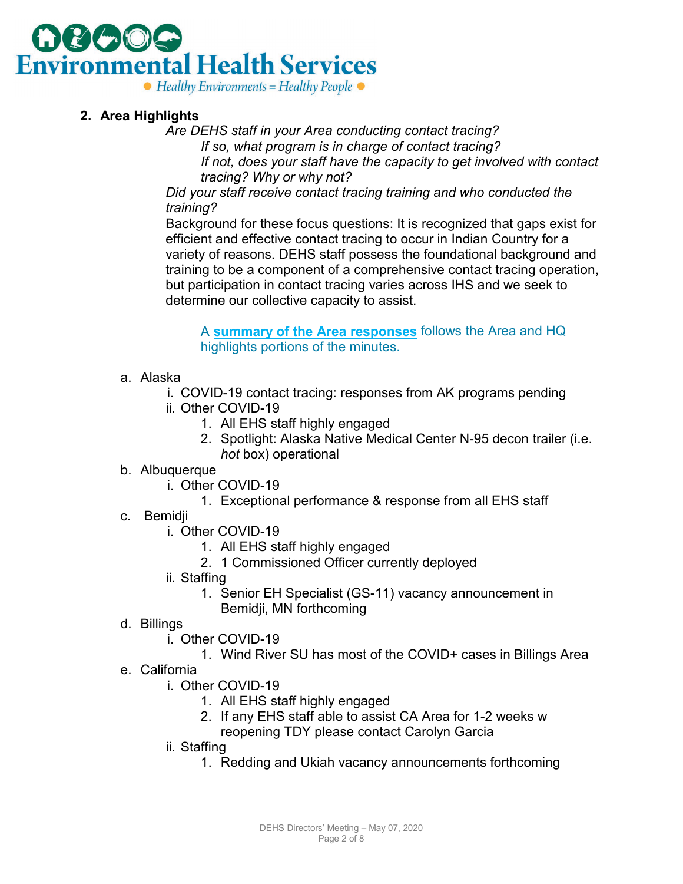## 2. Area Highlights

*Are DEHS staff in your Area conducting contact tracing?*

*If so, what program is in charge of contact tracing?*

*If not, does your staff have the capacity to get involved with contact tracing? Why or why not?*

*Did your staff receive contact tracing training and who conducted the training?*

Background for these focus questions: It is recognized that gaps exist for efficient and effective contact tracing to occur in Indian Country for a variety of reasons. DEHS staff possess the foundational background and training to be a component of a comprehensive contact tracing operation, but participation in contact tracing varies across IHS and we seek to determine our collective capacity to assist.

A **summary of the Area responses** follows the Area and HQ highlights portions of the minutes.

a. Alaska
   i. COVID-19 contact tracing: responses from AK programs pending
   ii. Other COVID-19
      1. All EHS staff highly engaged
      2. Spotlight: Alaska Native Medical Center N-95 decon trailer (i.e. *hot* box) operational

b. Albuquerque
   i. Other COVID-19
      1. Exceptional performance & response from all EHS staff

c. Bemidji
   i. Other COVID-19
      1. All EHS staff highly engaged
      2. 1 Commissioned Officer currently deployed
   ii. Staffing
      1. Senior EH Specialist (GS-11) vacancy announcement in Bemidji, MN forthcoming

d. Billings
   i. Other COVID-19
      1. Wind River SU has most of the COVID+ cases in Billings Area

e. California
   i. Other COVID-19
      1. All EHS staff highly engaged
      2. If any EHS staff able to assist CA Area for 1-2 weeks w reopening TDY please contact Carolyn Garcia
   ii. Staffing
      1. Redding and Ukiah vacancy announcements forthcoming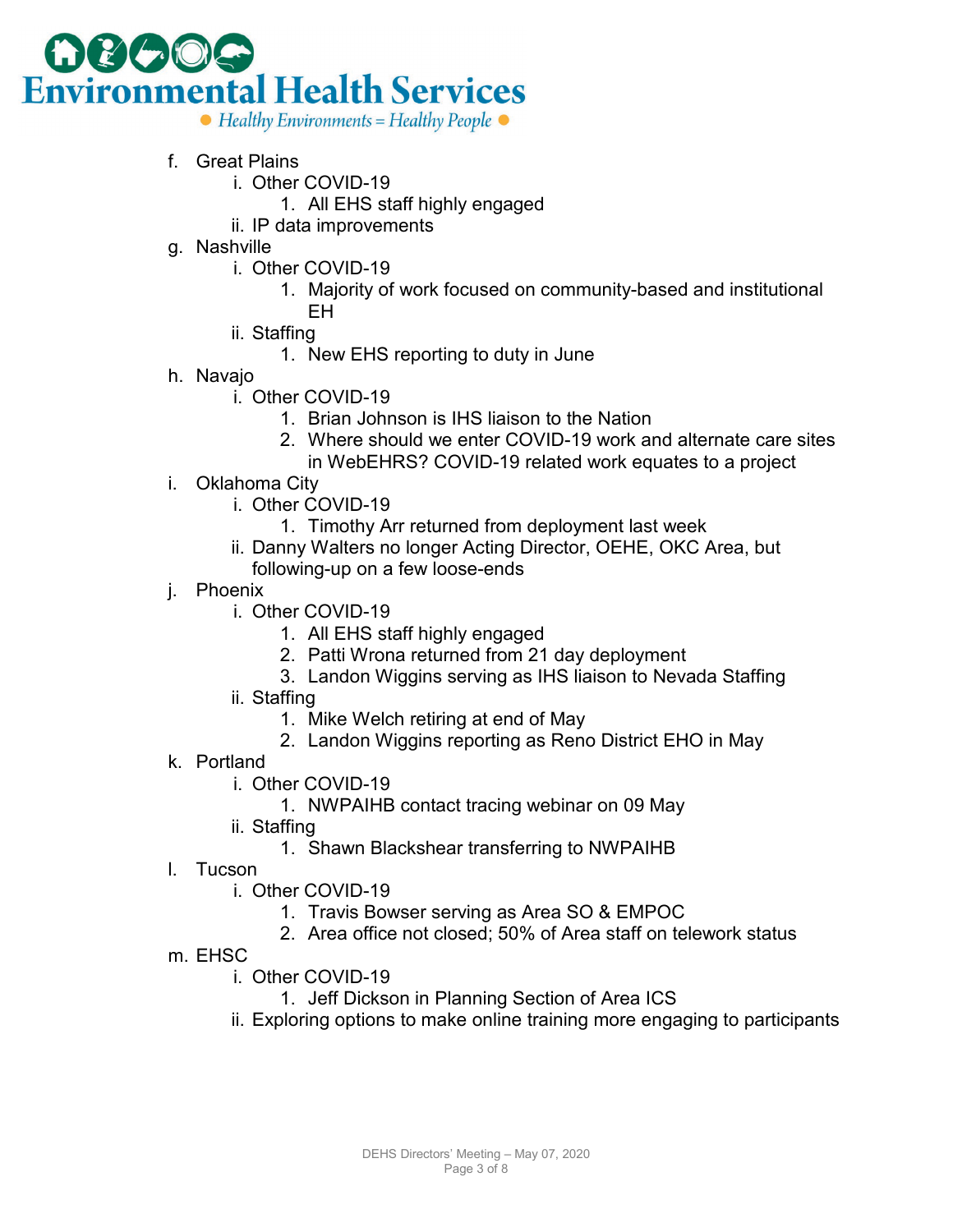f. Great Plains
   i. Other COVID-19
      1. All EHS staff highly engaged
   ii. IP data improvements
g. Nashville
   i. Other COVID-19
      1. Majority of work focused on community-based and institutional EH
   ii. Staffing
      1. New EHS reporting to duty in June
h. Navajo
   i. Other COVID-19
      1. Brian Johnson is IHS liaison to the Nation
      2. Where should we enter COVID-19 work and alternate care sites in WebEHRS? COVID-19 related work equates to a project
i. Oklahoma City
   i. Other COVID-19
      1. Timothy Arr returned from deployment last week
   ii. Danny Walters no longer Acting Director, OEHE, OKC Area, but following-up on a few loose-ends
j. Phoenix
   i. Other COVID-19
      1. All EHS staff highly engaged
      2. Patti Wrona returned from 21 day deployment
      3. Landon Wiggins serving as IHS liaison to Nevada Staffing
   ii. Staffing
      1. Mike Welch retiring at end of May
      2. Landon Wiggins reporting as Reno District EHO in May
k. Portland
   i. Other COVID-19
      1. NWPAIHB contact tracing webinar on 09 May
   ii. Staffing
      1. Shawn Blackshear transferring to NWPAIHB
l. Tucson
   i. Other COVID-19
      1. Travis Bowser serving as Area SO & EMPOC
      2. Area office not closed; 50% of Area staff on telework status
m. EHSC
   i. Other COVID-19
      1. Jeff Dickson in Planning Section of Area ICS
   ii. Exploring options to make online training more engaging to participants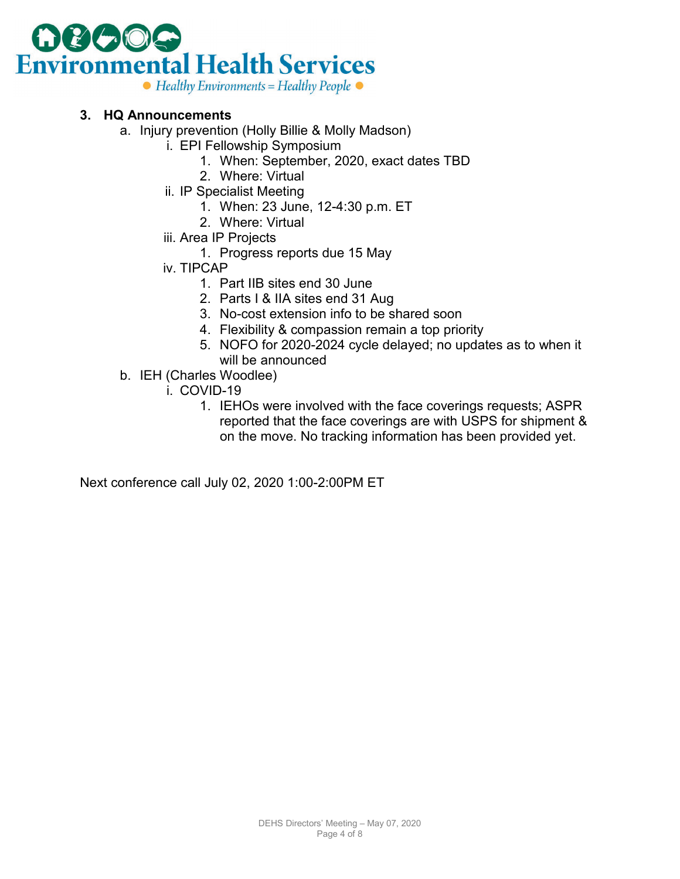## 3. HQ Announcements

a. Injury prevention (Holly Billie & Molly Madson)
   i. EPI Fellowship Symposium
      1. When: September, 2020, exact dates TBD
      2. Where: Virtual
   ii. IP Specialist Meeting
      1. When: 23 June, 12-4:30 p.m. ET
      2. Where: Virtual
   iii. Area IP Projects
      1. Progress reports due 15 May
   iv. TIPCAP
      1. Part IIB sites end 30 June
      2. Parts I & IIA sites end 31 Aug
      3. No-cost extension info to be shared soon
      4. Flexibility & compassion remain a top priority
      5. NOFO for 2020-2024 cycle delayed; no updates as to when it will be announced

b. IEH (Charles Woodlee)
   i. COVID-19
      1. IEHOs were involved with the face coverings requests; ASPR reported that the face coverings are with USPS for shipment & on the move. No tracking information has been provided yet.

Next conference call July 02, 2020 1:00-2:00PM ET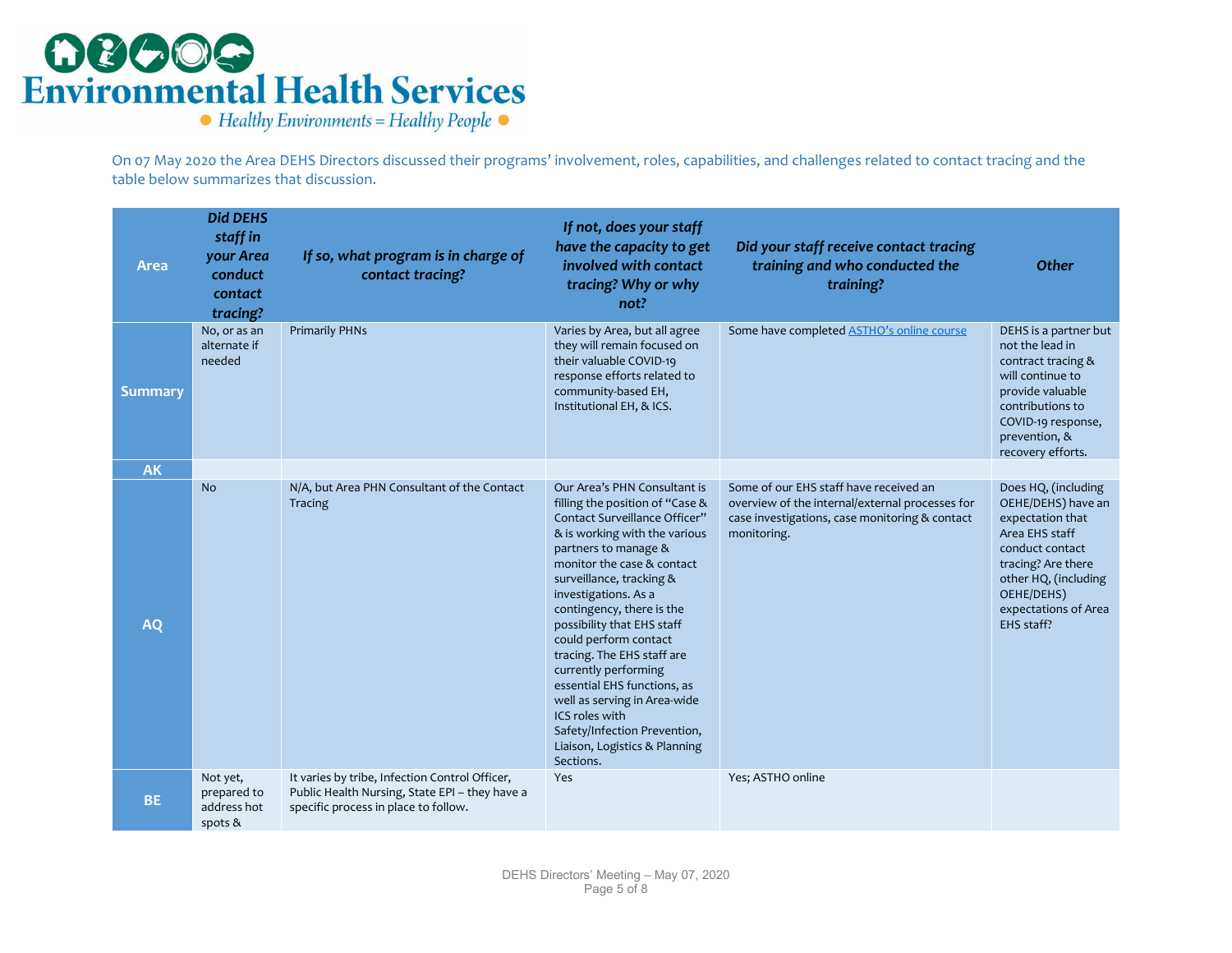# Environmental Health Services

Healthy Environments = Healthy People

On 07 May 2020 the Area DEHS Directors discussed their programs' involvement, roles, capabilities, and challenges related to contact tracing and the table below summarizes that discussion.

| Area | Did DEHS staff in your Area conduct contact tracing? | If so, what program is in charge of contact tracing? | If not, does your staff have the capacity to get involved with contact tracing? Why or why not? | Did your staff receive contact tracing training and who conducted the training? | Other |
|---|---|---|---|---|---|
| Summary | No, or as an alternate if needed | Primarily PHNs | Varies by Area, but all agree they will remain focused on their valuable COVID-19 response efforts related to community-based EH, Institutional EH, & ICS. | Some have completed ASTHO's online course | DEHS is a partner but not the lead in contract tracing & will continue to provide valuable contributions to COVID-19 response, prevention, & recovery efforts. |
| AK | | | | | |
| AQ | No | N/A, but Area PHN Consultant of the Contact Tracing | Our Area's PHN Consultant is filling the position of "Case & Contact Surveillance Officer" & is working with the various partners to manage & monitor the case & contact surveillance, tracking & investigations. As a contingency, there is the possibility that EHS staff could perform contact tracing. The EHS staff are currently performing essential EHS functions, as well as serving in Area-wide ICS roles with Safety/Infection Prevention, Liaison, Logistics & Planning Sections. | Some of our EHS staff have received an overview of the internal/external processes for case investigations, case monitoring & contact monitoring. | Does HQ, (including OEHE/DEHS) have an expectation that Area EHS staff conduct contact tracing? Are there other HQ, (including OEHE/DEHS) expectations of Area EHS staff? |
| BE | Not yet, prepared to address hot spots & | It varies by tribe, Infection Control Officer, Public Health Nursing, State EPI – they have a specific process in place to follow. | Yes | Yes; ASTHO online | |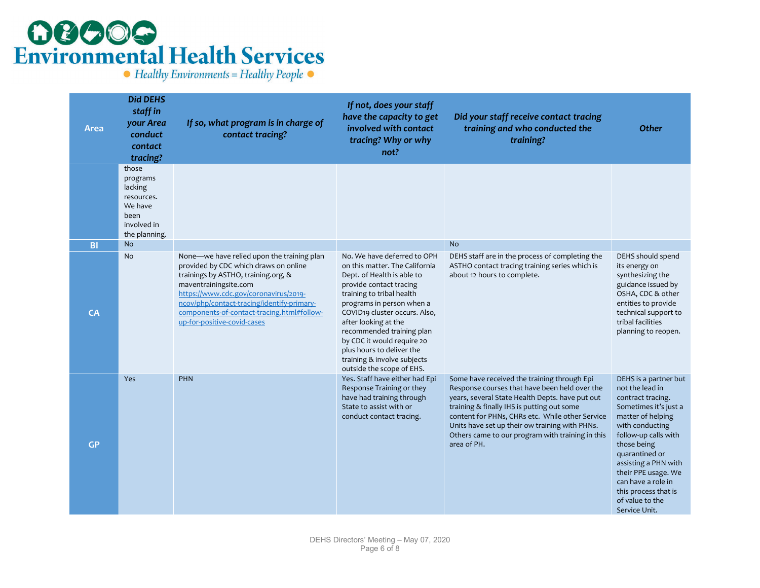# Environmental Health Services

Healthy Environments = Healthy People

| Area | Did DEHS staff in your Area conduct contact tracing? | If so, what program is in charge of contact tracing? | If not, does your staff have the capacity to get involved with contact tracing? Why or why not? | Did your staff receive contact tracing training and who conducted the training? | Other |
|---|---|---|---|---|---|
| | those programs lacking resources. We have been involved in the planning. | | | | |
| BI | No | | | No | |
| CA | No | None—we have relied upon the training plan provided by CDC which draws on online trainings by ASTHO, training.org, & maventrainingsite.com [https://www.cdc.gov/coronavirus/2019-ncov/php/contact-tracing/identify-primary-components-of-contact-tracing.html#follow-up-for-positive-covid-cases](https://www.cdc.gov/coronavirus/2019-ncov/php/contact-tracing/identify-primary-components-of-contact-tracing.html#follow-up-for-positive-covid-cases) | No. We have deferred to OPH on this matter. The California Dept. of Health is able to provide contact tracing training to tribal health programs in person when a COVID19 cluster occurs. Also, after looking at the recommended training plan by CDC it would require 20 plus hours to deliver the training & involve subjects outside the scope of EHS. | DEHS staff are in the process of completing the ASTHO contact tracing training series which is about 12 hours to complete. | DEHS should spend its energy on synthesizing the guidance issued by OSHA, CDC & other entities to provide technical support to tribal facilities planning to reopen. |
| GP | Yes | PHN | Yes. Staff have either had Epi Response Training or they have had training through State to assist with or conduct contact tracing. | Some have received the training through Epi Response courses that have been held over the years, several State Health Depts. have put out training & finally IHS is putting out some content for PHNs, CHRs etc. While other Service Units have set up their ow training with PHNs. Others came to our program with training in this area of PH. | DEHS is a partner but not the lead in contract tracing. Sometimes it's just a matter of helping with conducting follow-up calls with those being quarantined or assisting a PHN with their PPE usage. We can have a role in this process that is of value to the Service Unit. |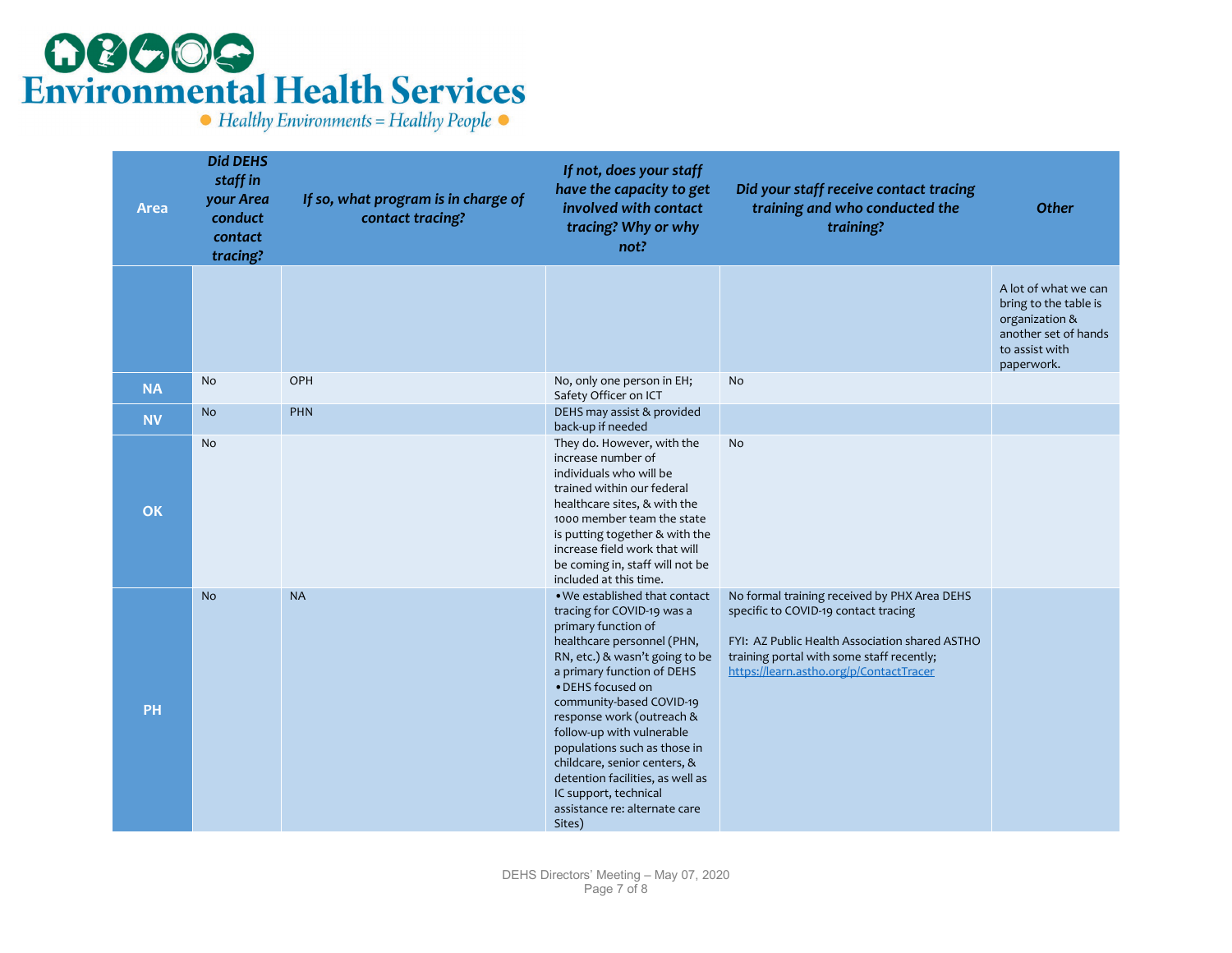# Environmental Health Services

● Healthy Environments = Healthy People ●

| Area | Did DEHS staff in your Area conduct contact tracing? | If so, what program is in charge of contact tracing? | If not, does your staff have the capacity to get involved with contact tracing? Why or why not? | Did your staff receive contact tracing training and who conducted the training? | Other |
|---|---|---|---|---|---|
| | | | | | A lot of what we can bring to the table is organization & another set of hands to assist with paperwork. |
| NA | No | OPH | No, only one person in EH; Safety Officer on ICT | No | |
| NV | No | PHN | DEHS may assist & provided back-up if needed | | |
| OK | No | | They do. However, with the increase number of individuals who will be trained within our federal healthcare sites, & with the 1000 member team the state is putting together & with the increase field work that will be coming in, staff will not be included at this time. | No | |
| PH | No | NA | • We established that contact tracing for COVID-19 was a primary function of healthcare personnel (PHN, RN, etc.) & wasn't going to be a primary function of DEHS<br>• DEHS focused on community-based COVID-19 response work (outreach & follow-up with vulnerable populations such as those in childcare, senior centers, & detention facilities, as well as IC support, technical assistance re: alternate care Sites) | No formal training received by PHX Area DEHS specific to COVID-19 contact tracing<br><br>FYI: AZ Public Health Association shared ASTHO training portal with some staff recently; https://learn.astho.org/p/ContactTracer | |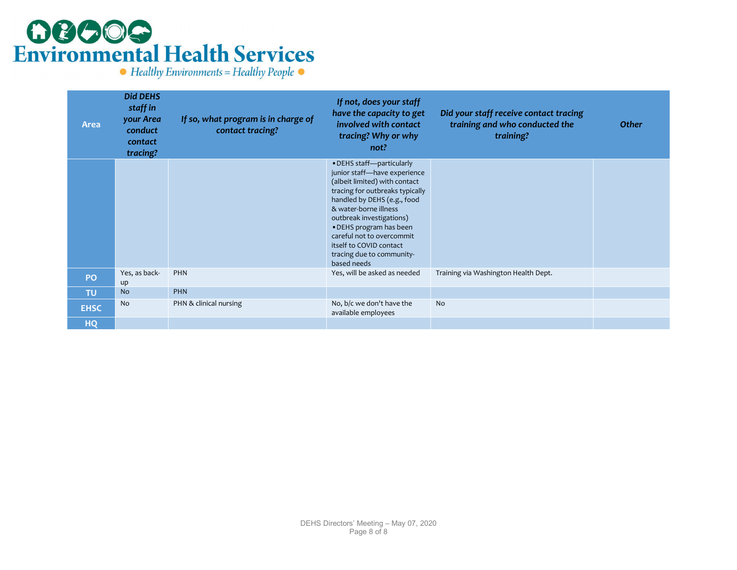# Environmental Health Services

• Healthy Environments = Healthy People •

| Area | Did DEHS staff in your Area conduct contact tracing? | If so, what program is in charge of contact tracing? | If not, does your staff have the capacity to get involved with contact tracing? Why or why not? | Did your staff receive contact tracing training and who conducted the training? | Other |
|---|---|---|---|---|---|
| | | | • DEHS staff—particularly junior staff—have experience (albeit limited) with contact tracing for outbreaks typically handled by DEHS (e.g., food & water-borne illness outbreak investigations) • DEHS program has been careful not to overcommit itself to COVID contact tracing due to community-based needs | | |
| PO | Yes, as back-up | PHN | Yes, will be asked as needed | Training via Washington Health Dept. | |
| TU | No | PHN | | | |
| EHSC | No | PHN & clinical nursing | No, b/c we don't have the available employees | No | |
| HQ | | | | | |

DEHS Directors' Meeting – May 07, 2020